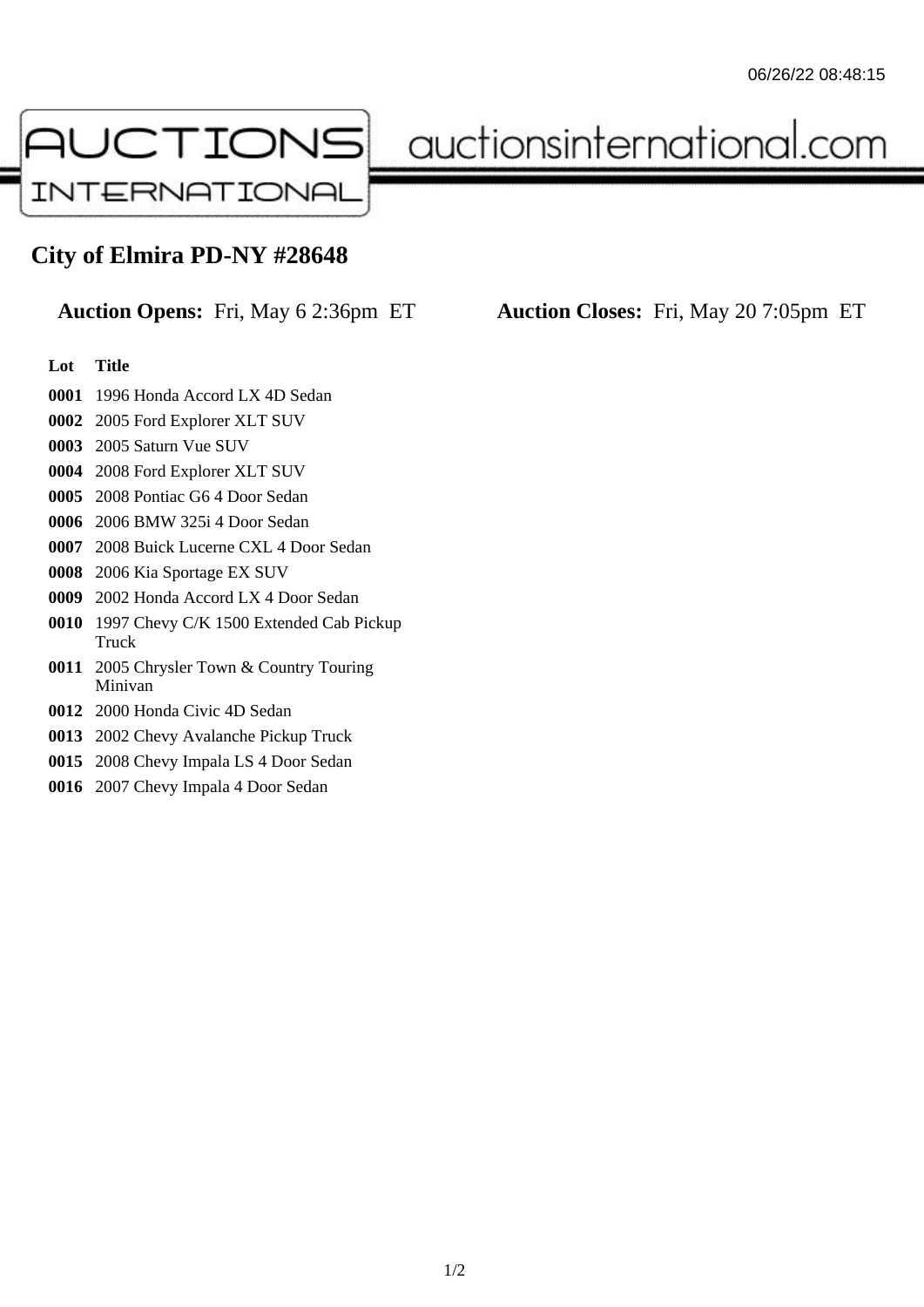AUCTIONS INTERNATIONAL auctionsinternational.com

# City of Elmira PD-NY #28648

**Auction Opens:** Fri, May 6 2:36pm ET **Auction Closes:** Fri, May 20 7:05pm ET

| Lot | Title |
|---|---|
| **0001** | 1996 Honda Accord LX 4D Sedan |
| **0002** | 2005 Ford Explorer XLT SUV |
| **0003** | 2005 Saturn Vue SUV |
| **0004** | 2008 Ford Explorer XLT SUV |
| **0005** | 2008 Pontiac G6 4 Door Sedan |
| **0006** | 2006 BMW 325i 4 Door Sedan |
| **0007** | 2008 Buick Lucerne CXL 4 Door Sedan |
| **0008** | 2006 Kia Sportage EX SUV |
| **0009** | 2002 Honda Accord LX 4 Door Sedan |
| **0010** | 1997 Chevy C/K 1500 Extended Cab Pickup Truck |
| **0011** | 2005 Chrysler Town & Country Touring Minivan |
| **0012** | 2000 Honda Civic 4D Sedan |
| **0013** | 2002 Chevy Avalanche Pickup Truck |
| **0015** | 2008 Chevy Impala LS 4 Door Sedan |
| **0016** | 2007 Chevy Impala 4 Door Sedan |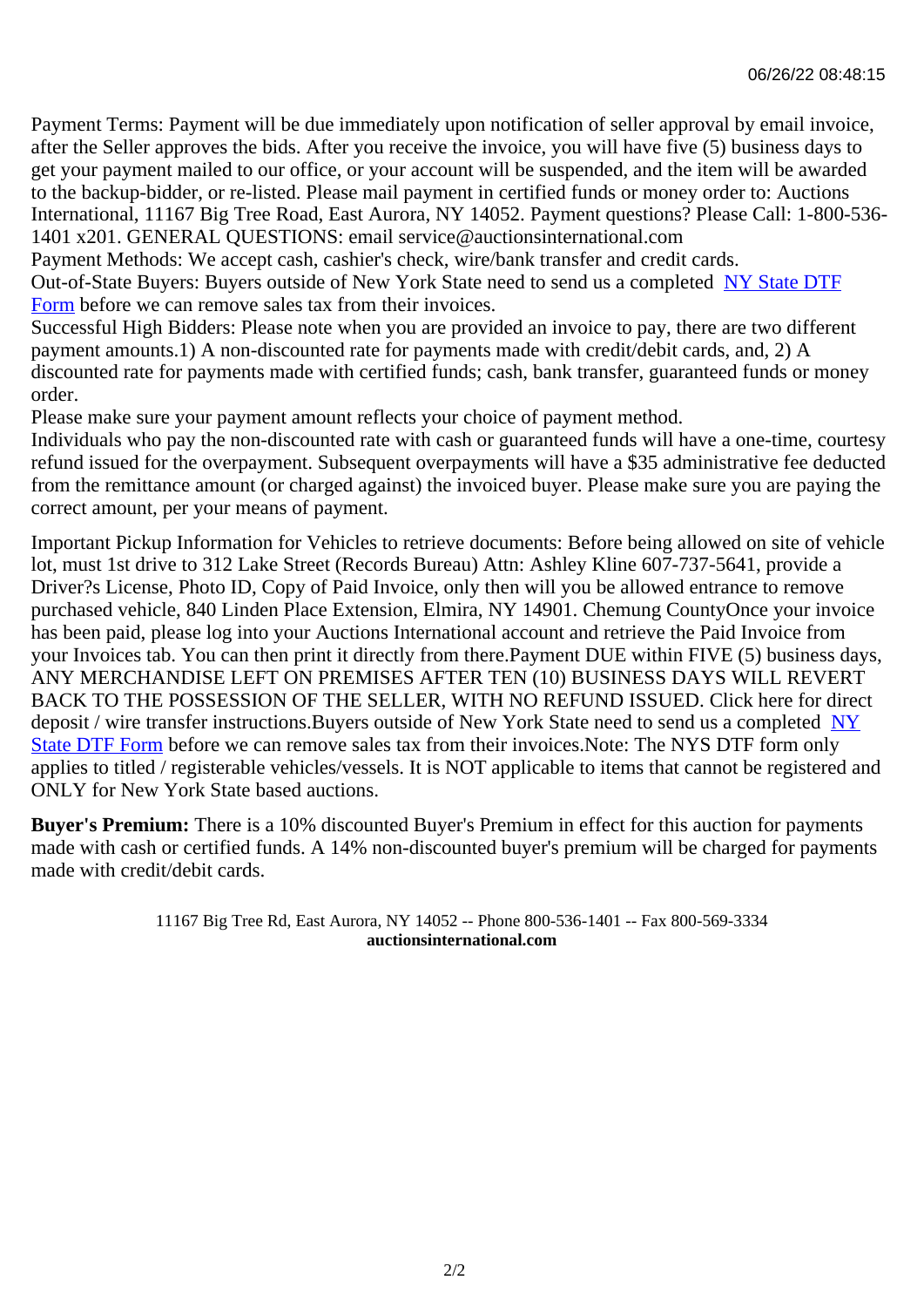Payment Terms: Payment will be due immediately upon notification of seller approval by email invoice, after the Seller approves the bids. After you receive the invoice, you will have five (5) business days to get your payment mailed to our office, or your account will be suspended, and the item will be awarded to the backup-bidder, or re-listed. Please mail payment in certified funds or money order to: Auctions International, 11167 Big Tree Road, East Aurora, NY 14052. Payment questions? Please Call: 1-800-536-1401 x201. GENERAL QUESTIONS: email service@auctionsinternational.com

Payment Methods: We accept cash, cashier's check, wire/bank transfer and credit cards.

Out-of-State Buyers: Buyers outside of New York State need to send us a completed NY State DTF Form before we can remove sales tax from their invoices.

Successful High Bidders: Please note when you are provided an invoice to pay, there are two different payment amounts.1) A non-discounted rate for payments made with credit/debit cards, and, 2) A discounted rate for payments made with certified funds; cash, bank transfer, guaranteed funds or money order.

Please make sure your payment amount reflects your choice of payment method.

Individuals who pay the non-discounted rate with cash or guaranteed funds will have a one-time, courtesy refund issued for the overpayment. Subsequent overpayments will have a $35 administrative fee deducted from the remittance amount (or charged against) the invoiced buyer. Please make sure you are paying the correct amount, per your means of payment.

Important Pickup Information for Vehicles to retrieve documents: Before being allowed on site of vehicle lot, must 1st drive to 312 Lake Street (Records Bureau) Attn: Ashley Kline 607-737-5641, provide a Driver?s License, Photo ID, Copy of Paid Invoice, only then will you be allowed entrance to remove purchased vehicle, 840 Linden Place Extension, Elmira, NY 14901. Chemung CountyOnce your invoice has been paid, please log into your Auctions International account and retrieve the Paid Invoice from your Invoices tab. You can then print it directly from there.Payment DUE within FIVE (5) business days, ANY MERCHANDISE LEFT ON PREMISES AFTER TEN (10) BUSINESS DAYS WILL REVERT BACK TO THE POSSESSION OF THE SELLER, WITH NO REFUND ISSUED. Click here for direct deposit / wire transfer instructions.Buyers outside of New York State need to send us a completed NY State DTF Form before we can remove sales tax from their invoices.Note: The NYS DTF form only applies to titled / registerable vehicles/vessels. It is NOT applicable to items that cannot be registered and ONLY for New York State based auctions.

**Buyer's Premium:** There is a 10% discounted Buyer's Premium in effect for this auction for payments made with cash or certified funds. A 14% non-discounted buyer's premium will be charged for payments made with credit/debit cards.